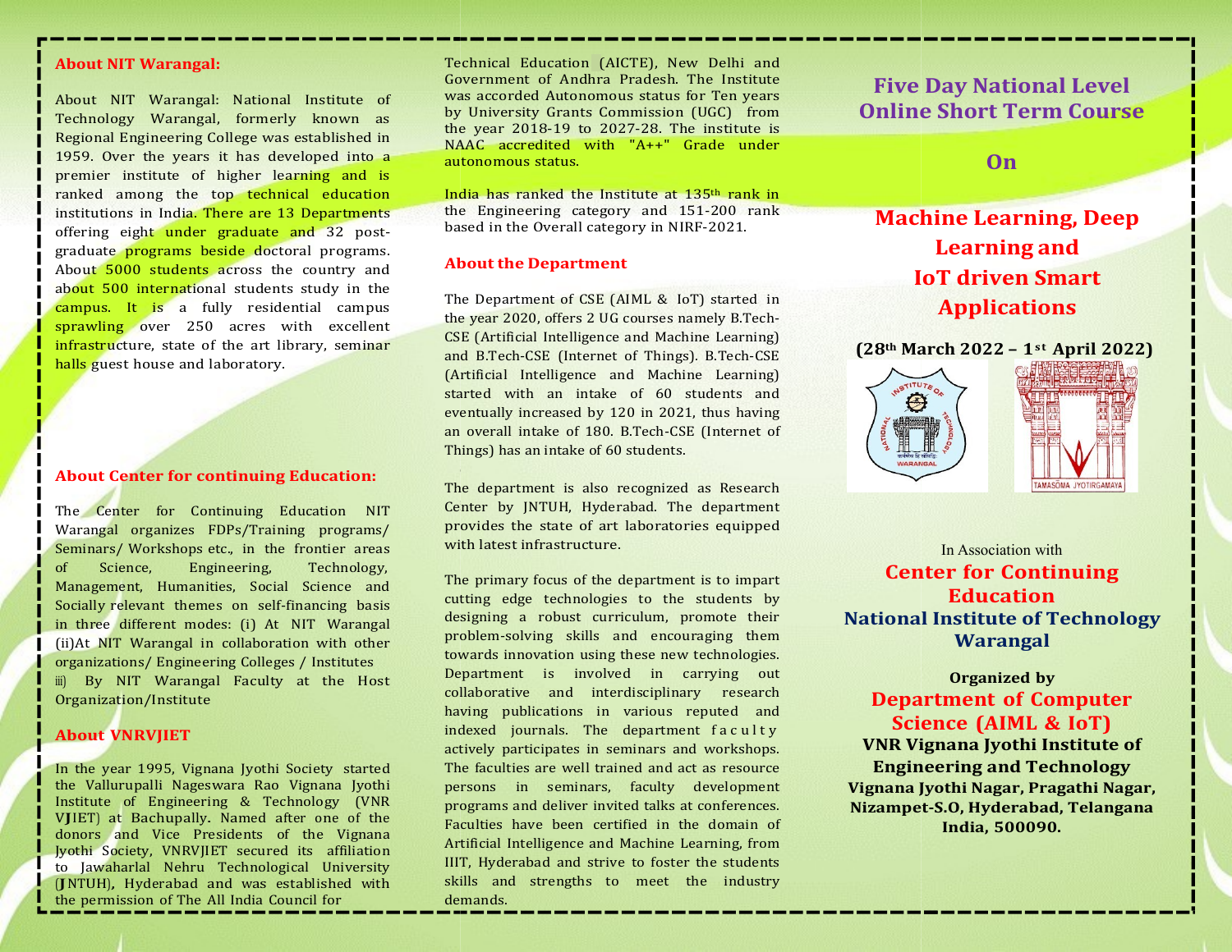## About NIT Warangal:

About NIT Warangal: National Institute of Technology Warangal, formerly known as Regional Engineering College was established in 1959. Over the years it has developed into a premier institute of higher learning and is ranked among the top technical education institutions in India. There are 13 Departments offering eight under graduate and 32 post-graduate programs beside doctoral programs. About 5000 students across the country and about 500 international students study in the campus. It is a fully residential campus sprawling over 250 acres with excellent infrastructure, state of the art library, seminar halls guest house and laboratory.

## About Center for continuing Education:

The Center for Continuing Education NIT Warangal organizes FDPs/Training programs/ Seminars/ Workshops etc., in the frontier areas of Science, Engineering, Technology, Management, Humanities, Social Science and Socially relevant themes on self-financing basis in three different modes: (i) At NIT Warangal (ii)At NIT Warangal in collaboration with other organizations/ Engineering Colleges / Institutes iii) By NIT Warangal Faculty at the Host Organization/Institute

## About VNRVJIET

In the year 1995, Vignana Jyothi Society started the Vallurupalli Nageswara Rao Vignana Jyothi Institute of Engineering & Technology (VNR VJIET) at Bachupally. Named after one of the donors and Vice Presidents of the Vignana Jyothi Society, VNRVJIET secured its affiliation to Jawaharlal Nehru Technological University (JNTUH), Hyderabad and was established with the permission of The All India Council for Technical Education (AICTE), New Delhi and Government of Andhra Pradesh. The Institute was accorded Autonomous status for Ten years by University Grants Commission (UGC) from the year 2018-19 to 2027-28. The institute is NAAC accredited with "A++" Grade under autonomous status.

India has ranked the Institute at 135th rank in the Engineering category and 151-200 rank based in the Overall category in NIRF-2021.

## About the Department

The Department of CSE (AIML & IoT) started in the year 2020, offers 2 UG courses namely B.Tech-CSE (Artificial Intelligence and Machine Learning) and B.Tech-CSE (Internet of Things). B.Tech-CSE (Artificial Intelligence and Machine Learning) started with an intake of 60 students and eventually increased by 120 in 2021, thus having an overall intake of 180. B.Tech-CSE (Internet of Things) has an intake of 60 students.

The department is also recognized as Research Center by JNTUH, Hyderabad. The department provides the state of art laboratories equipped with latest infrastructure.

The primary focus of the department is to impart cutting edge technologies to the students by designing a robust curriculum, promote their problem-solving skills and encouraging them towards innovation using these new technologies. Department is involved in carrying out collaborative and interdisciplinary research having publications in various reputed and indexed journals. The department faculty actively participates in seminars and workshops. The faculties are well trained and act as resource persons in seminars, faculty development programs and deliver invited talks at conferences. Faculties have been certified in the domain of Artificial Intelligence and Machine Learning, from IIIT, Hyderabad and strive to foster the students skills and strengths to meet the industry demands.

# Five Day National Level Online Short Term Course

## On

# Machine Learning, Deep Learning and IoT driven Smart Applications

**(28th March 2022 – 1st April 2022)**

In Association with

**Center for Continuing Education**
**National Institute of Technology Warangal**

**Organized by**

**Department of Computer Science (AIML & IoT)**
**VNR Vignana Jyothi Institute of Engineering and Technology**
**Vignana Jyothi Nagar, Pragathi Nagar, Nizampet-S.O, Hyderabad, Telangana India, 500090.**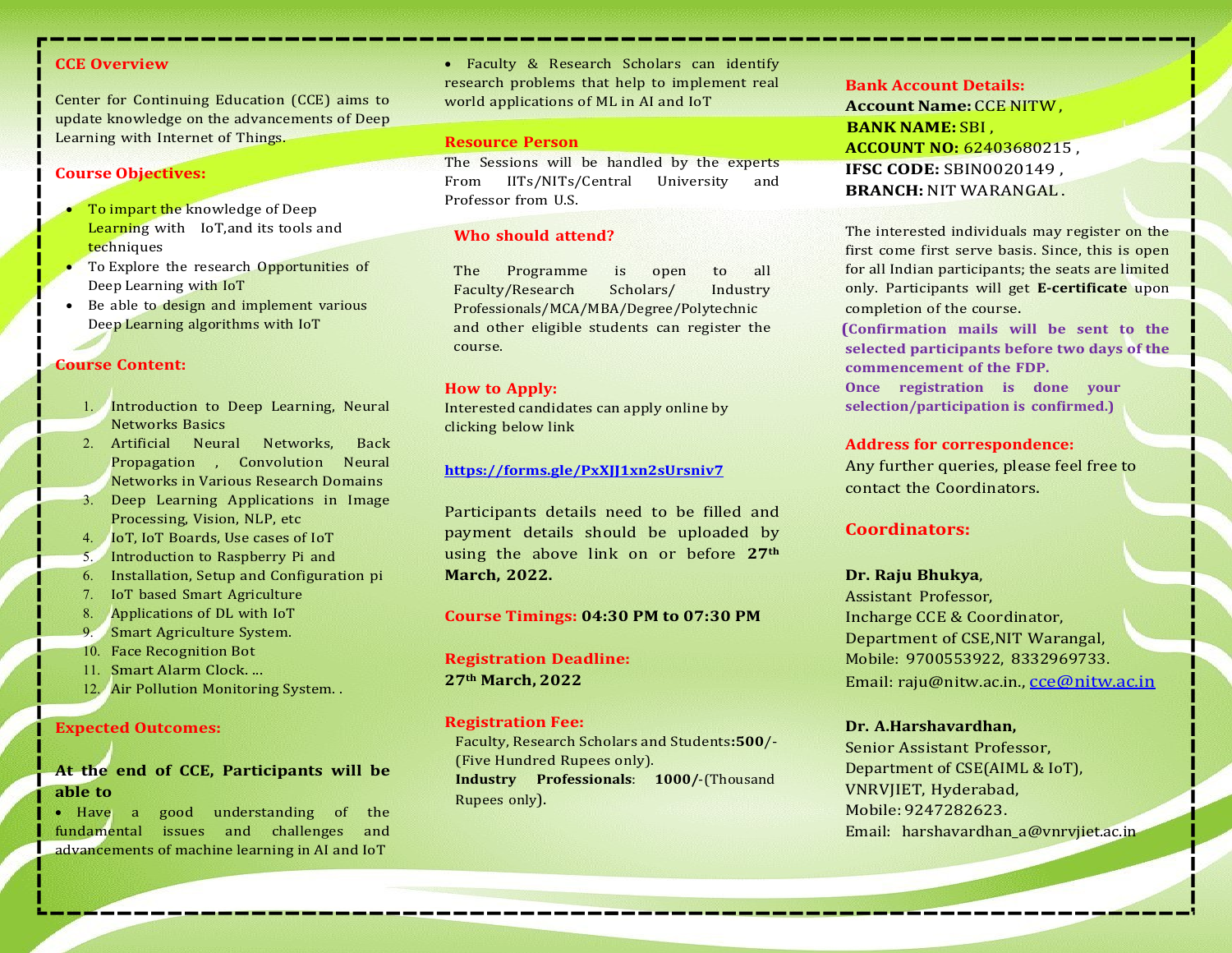## CCE Overview

Center for Continuing Education (CCE) aims to update knowledge on the advancements of Deep Learning with Internet of Things.

## Course Objectives:

- To impart the knowledge of Deep Learning with IoT,and its tools and techniques
- To Explore the research Opportunities of Deep Learning with IoT
- Be able to design and implement various Deep Learning algorithms with IoT

## Course Content:

1. Introduction to Deep Learning, Neural Networks Basics
2. Artificial Neural Networks, Back Propagation , Convolution Neural Networks in Various Research Domains
3. Deep Learning Applications in Image Processing, Vision, NLP, etc
4. IoT, IoT Boards, Use cases of IoT
5. Introduction to Raspberry Pi and
6. Installation, Setup and Configuration pi
7. IoT based Smart Agriculture
8. Applications of DL with IoT
9. Smart Agriculture System.
10. Face Recognition Bot
11. Smart Alarm Clock. ...
12. Air Pollution Monitoring System. .

## Expected Outcomes:

**At the end of CCE, Participants will be able to**

- Have a good understanding of the fundamental issues and challenges and advancements of machine learning in AI and IoT
- Faculty & Research Scholars can identify research problems that help to implement real world applications of ML in AI and IoT

## Resource Person

The Sessions will be handled by the experts From IITs/NITs/Central University and Professor from U.S.

## Who should attend?

The Programme is open to all Faculty/Research Scholars/ Industry Professionals/MCA/MBA/Degree/Polytechnic and other eligible students can register the course.

## How to Apply:

Interested candidates can apply online by clicking below link

**https://forms.gle/PxXJJ1xn2sUrsniv7**

Participants details need to be filled and payment details should be uploaded by using the above link on or before **27th March, 2022.**

**Course Timings: 04:30 PM to 07:30 PM**

**Registration Deadline:**
**27th March, 2022**

## Registration Fee:

Faculty, Research Scholars and Students**:500/-** (Five Hundred Rupees only).
**Industry Professionals**: **1000/-**(Thousand Rupees only).

## Bank Account Details:

**Account Name:** CCE NITW ,
**BANK NAME:** SBI ,
**ACCOUNT NO:** 62403680215 ,
**IFSC CODE:** SBIN0020149 ,
**BRANCH:** NIT WARANGAL .

The interested individuals may register on the first come first serve basis. Since, this is open for all Indian participants; the seats are limited only. Participants will get **E-certificate** upon completion of the course.

**(Confirmation mails will be sent to the selected participants before two days of the commencement of the FDP. Once registration is done your selection/participation is confirmed.)**

## Address for correspondence:

Any further queries, please feel free to contact the Coordinators.

## Coordinators:

**Dr. Raju Bhukya**,
Assistant Professor,
Incharge CCE & Coordinator,
Department of CSE,NIT Warangal,
Mobile: 9700553922, 8332969733.
Email: raju@nitw.ac.in., cce@nitw.ac.in

**Dr. A.Harshavardhan,**
Senior Assistant Professor,
Department of CSE(AIML & IoT),
VNRVJIET, Hyderabad,
Mobile: 9247282623.
Email: harshavardhan_a@vnrvjiet.ac.in